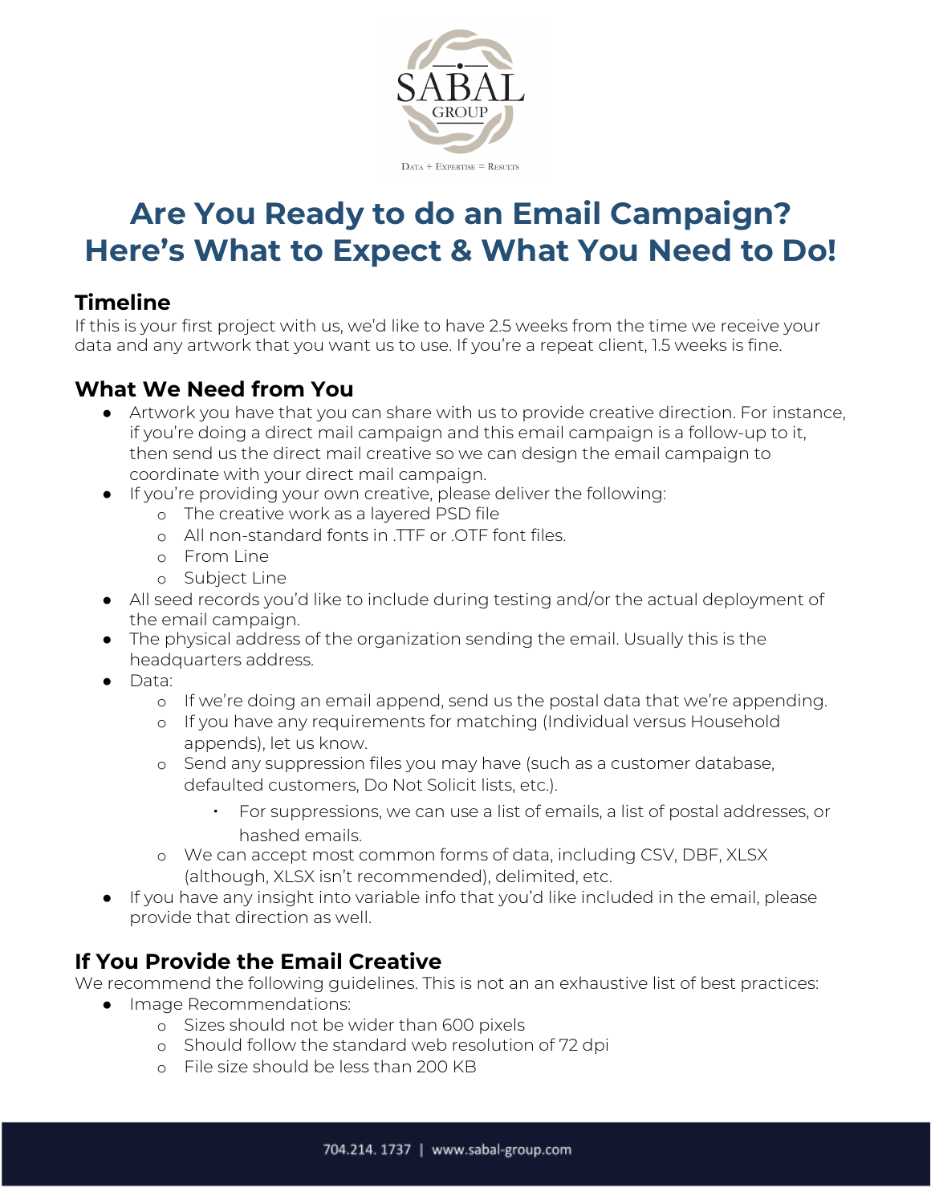# Are You Ready to do an Email Campaign? Here's What to Expect & What You Need to Do!

## Timeline

If this is your first project with us, we'd like to have 2.5 weeks from the time we receive your data and any artwork that you want us to use. If you're a repeat client, 1.5 weeks is fine.

## What We Need from You

- Artwork you have that you can share with us to provide creative direction. For instance, if you're doing a direct mail campaign and this email campaign is a follow-up to it, then send us the direct mail creative so we can design the email campaign to coordinate with your direct mail campaign.
- If you're providing your own creative, please deliver the following:
  - The creative work as a layered PSD file
  - All non-standard fonts in .TTF or .OTF font files.
  - From Line
  - Subject Line
- All seed records you'd like to include during testing and/or the actual deployment of the email campaign.
- The physical address of the organization sending the email. Usually this is the headquarters address.
- Data:
  - If we're doing an email append, send us the postal data that we're appending.
  - If you have any requirements for matching (Individual versus Household appends), let us know.
  - Send any suppression files you may have (such as a customer database, defaulted customers, Do Not Solicit lists, etc.).
    - For suppressions, we can use a list of emails, a list of postal addresses, or hashed emails.
  - We can accept most common forms of data, including CSV, DBF, XLSX (although, XLSX isn't recommended), delimited, etc.
- If you have any insight into variable info that you'd like included in the email, please provide that direction as well.

## If You Provide the Email Creative

We recommend the following guidelines. This is not an an exhaustive list of best practices:

- Image Recommendations:
  - Sizes should not be wider than 600 pixels
  - Should follow the standard web resolution of 72 dpi
  - File size should be less than 200 KB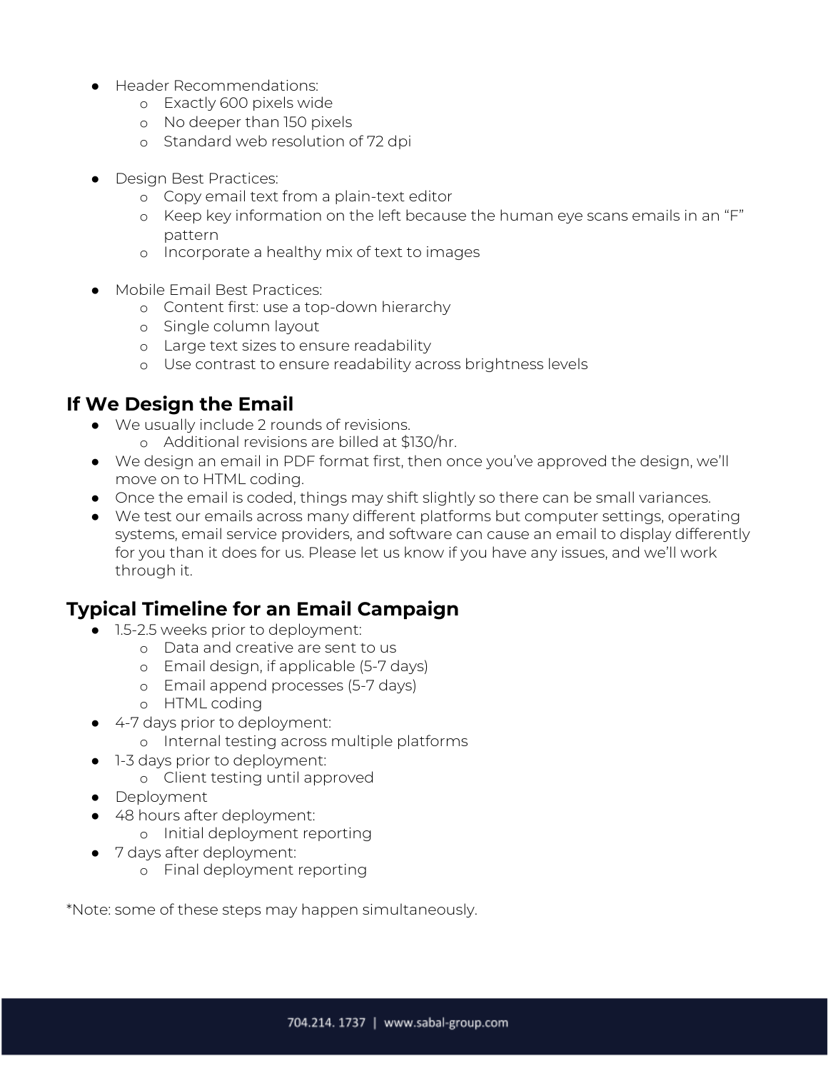- Header Recommendations:
  - Exactly 600 pixels wide
  - No deeper than 150 pixels
  - Standard web resolution of 72 dpi

- Design Best Practices:
  - Copy email text from a plain-text editor
  - Keep key information on the left because the human eye scans emails in an "F" pattern
  - Incorporate a healthy mix of text to images

- Mobile Email Best Practices:
  - Content first: use a top-down hierarchy
  - Single column layout
  - Large text sizes to ensure readability
  - Use contrast to ensure readability across brightness levels

## If We Design the Email

- We usually include 2 rounds of revisions.
  - Additional revisions are billed at $130/hr.
- We design an email in PDF format first, then once you've approved the design, we'll move on to HTML coding.
- Once the email is coded, things may shift slightly so there can be small variances.
- We test our emails across many different platforms but computer settings, operating systems, email service providers, and software can cause an email to display differently for you than it does for us. Please let us know if you have any issues, and we'll work through it.

## Typical Timeline for an Email Campaign

- 1.5-2.5 weeks prior to deployment:
  - Data and creative are sent to us
  - Email design, if applicable (5-7 days)
  - Email append processes (5-7 days)
  - HTML coding
- 4-7 days prior to deployment:
  - Internal testing across multiple platforms
- 1-3 days prior to deployment:
  - Client testing until approved
- Deployment
- 48 hours after deployment:
  - Initial deployment reporting
- 7 days after deployment:
  - Final deployment reporting

*Note: some of these steps may happen simultaneously.